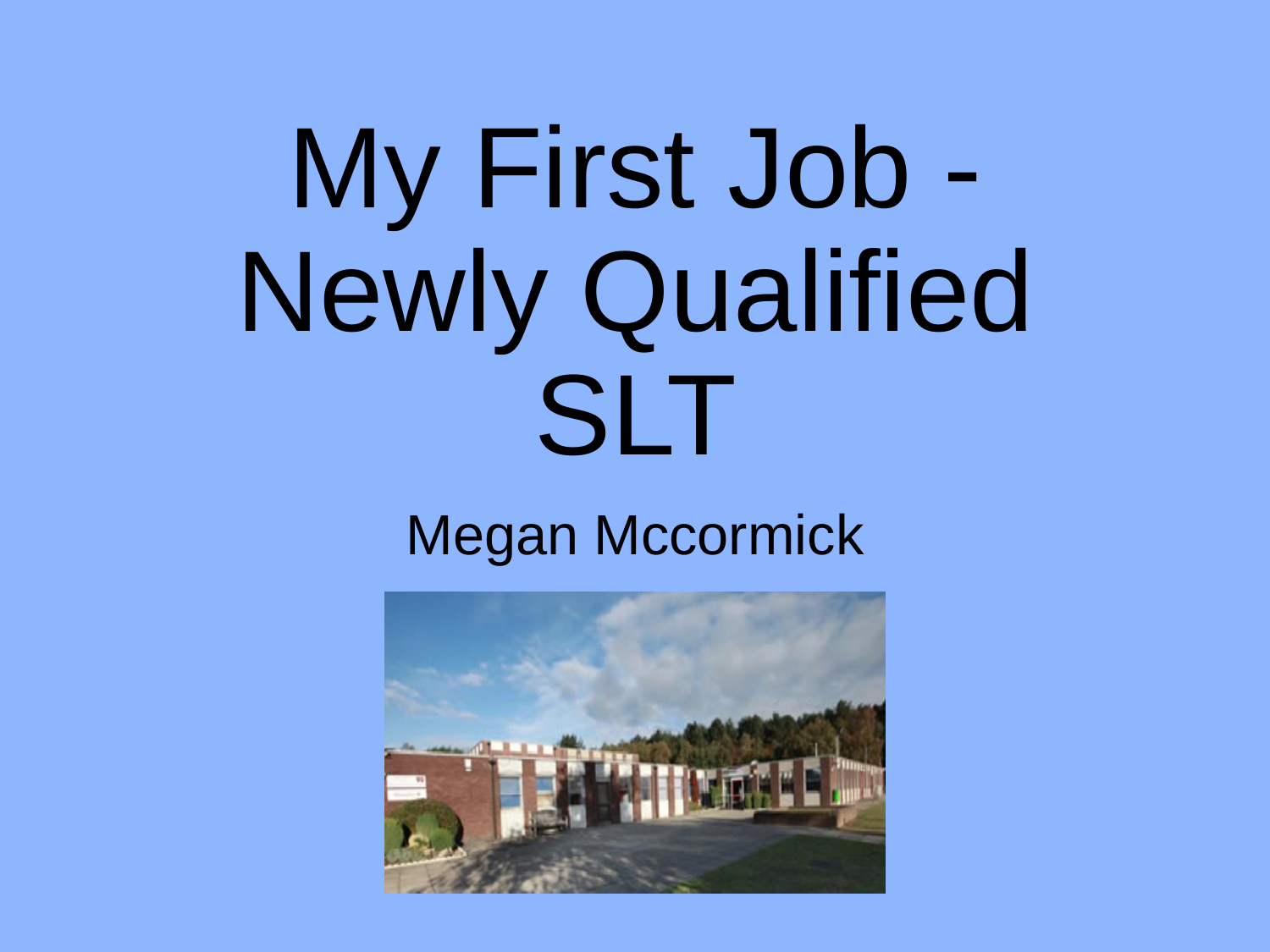# My First Job - Newly Qualified SLT

Megan Mccormick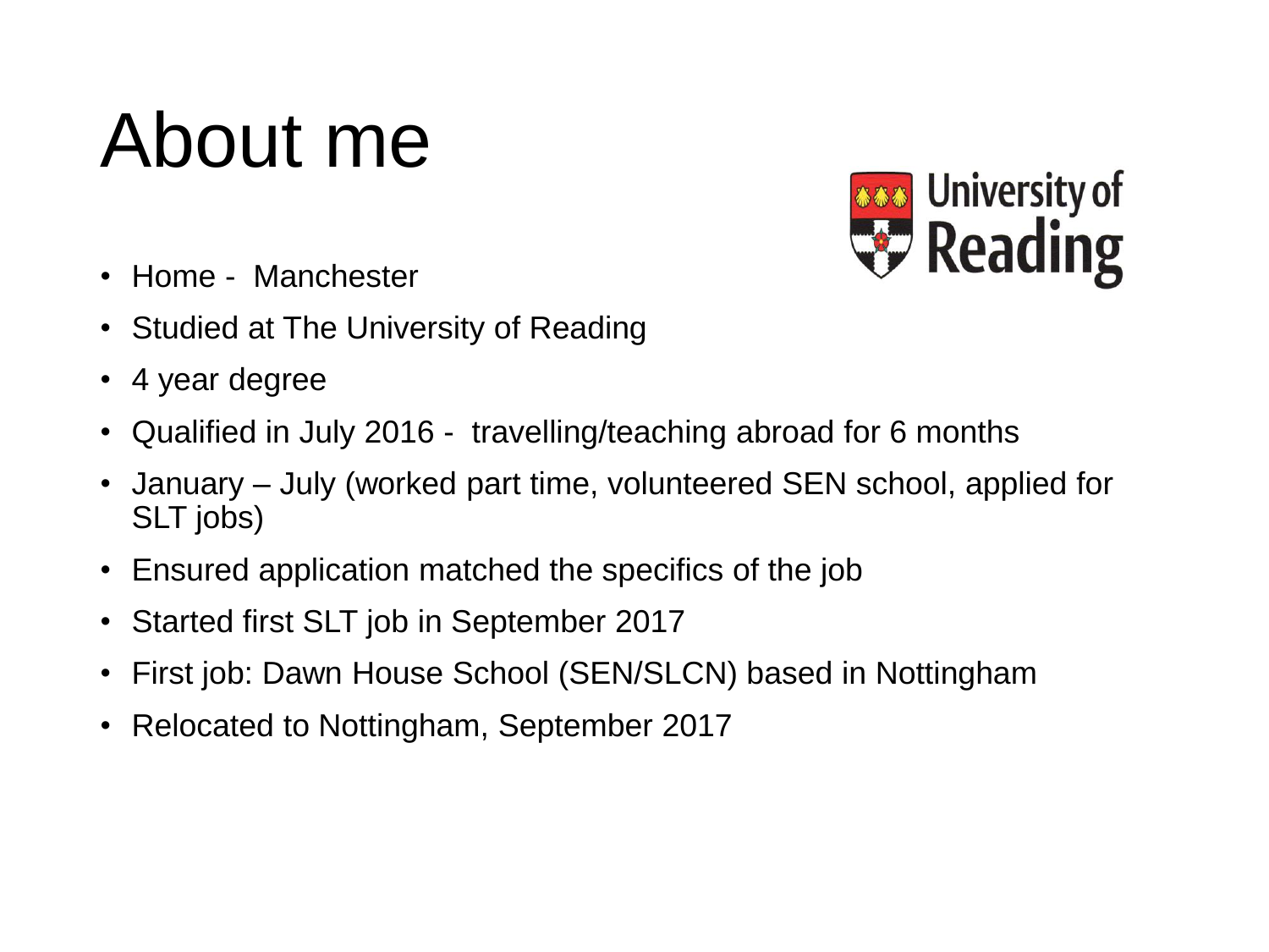# About me

- Home - Manchester
- Studied at The University of Reading
- 4 year degree
- Qualified in July 2016 - travelling/teaching abroad for 6 months
- January – July (worked part time, volunteered SEN school, applied for SLT jobs)
- Ensured application matched the specifics of the job
- Started first SLT job in September 2017
- First job: Dawn House School (SEN/SLCN) based in Nottingham
- Relocated to Nottingham, September 2017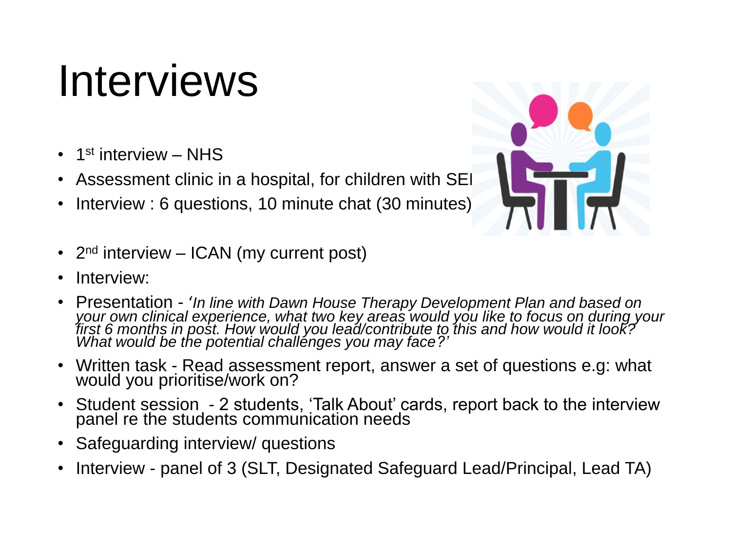# Interviews

- 1st interview – NHS
- Assessment clinic in a hospital, for children with SEI
- Interview : 6 questions, 10 minute chat (30 minutes)

- 2nd interview – ICAN (my current post)
- Interview:
- Presentation - *'In line with Dawn House Therapy Development Plan and based on your own clinical experience, what two key areas would you like to focus on during your first 6 months in post. How would you lead/contribute to this and how would it look? What would be the potential challenges you may face?'*
- Written task - Read assessment report, answer a set of questions e.g: what would you prioritise/work on?
- Student session - 2 students, 'Talk About' cards, report back to the interview panel re the students communication needs
- Safeguarding interview/ questions
- Interview - panel of 3 (SLT, Designated Safeguard Lead/Principal, Lead TA)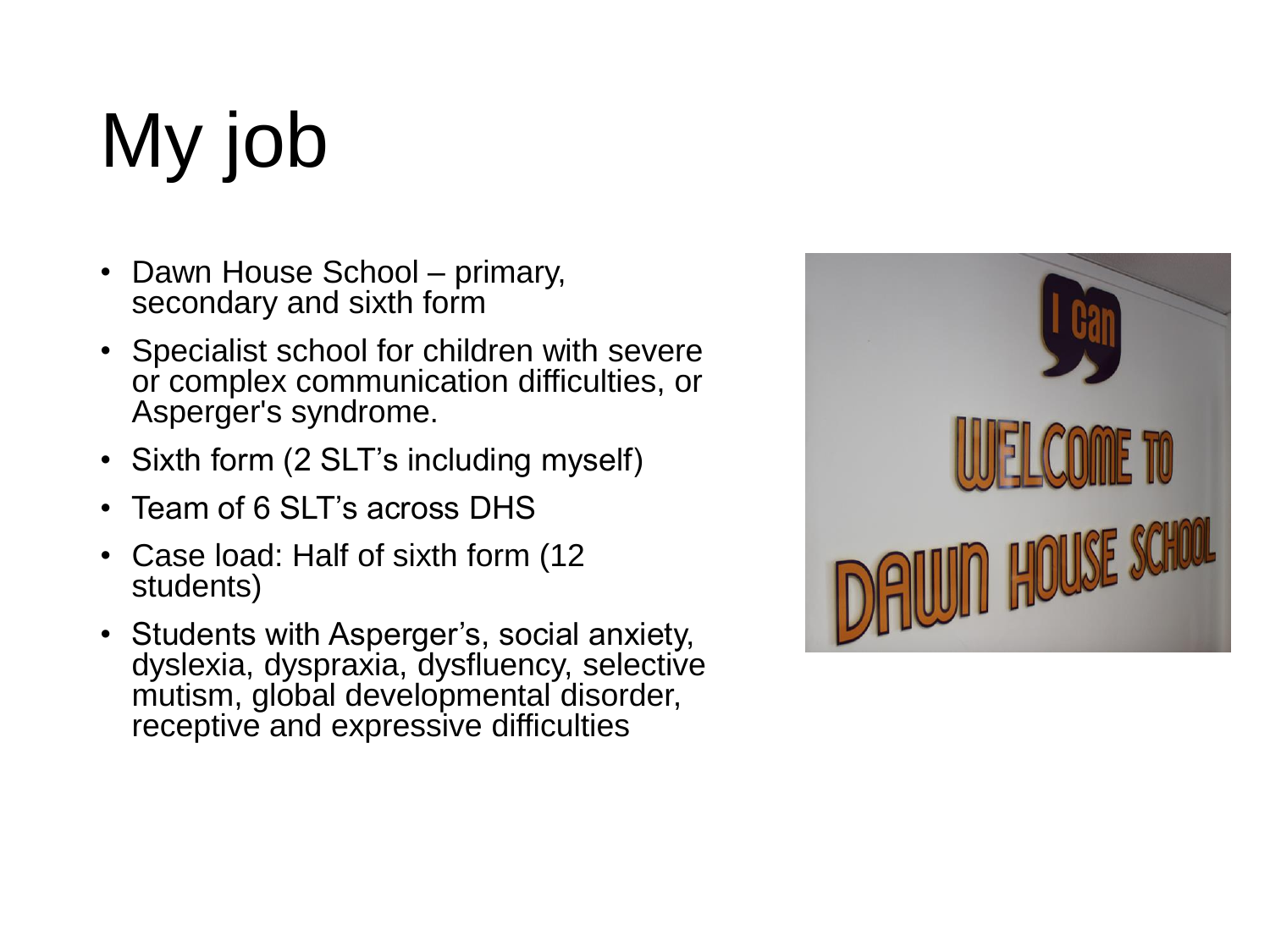# My job

- Dawn House School – primary, secondary and sixth form
- Specialist school for children with severe or complex communication difficulties, or Asperger's syndrome.
- Sixth form (2 SLT's including myself)
- Team of 6 SLT's across DHS
- Case load: Half of sixth form (12 students)
- Students with Asperger's, social anxiety, dyslexia, dyspraxia, dysfluency, selective mutism, global developmental disorder, receptive and expressive difficulties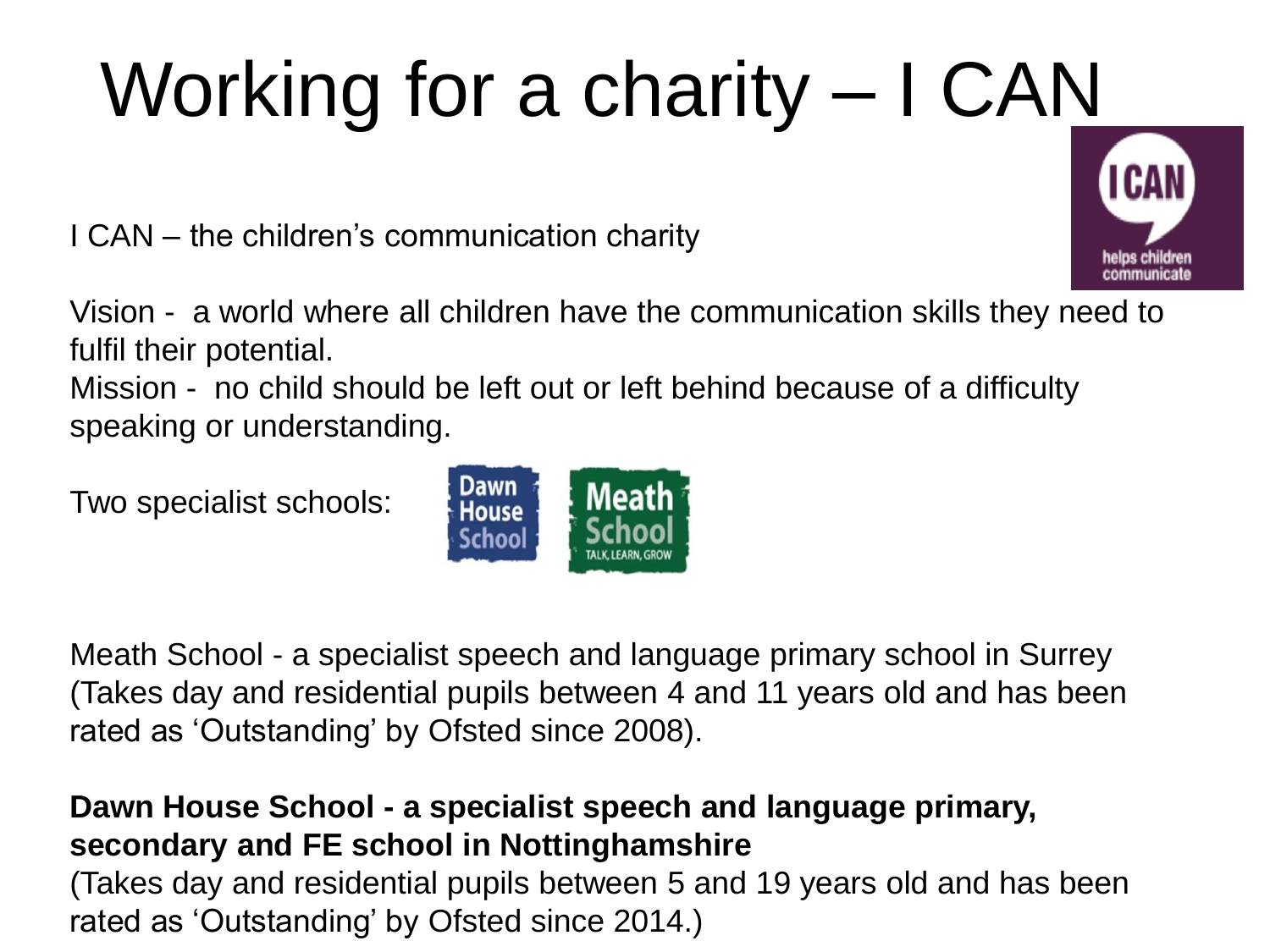# Working for a charity – I CAN

I CAN – the children's communication charity

Vision - a world where all children have the communication skills they need to fulfil their potential.
Mission - no child should be left out or left behind because of a difficulty speaking or understanding.

Two specialist schools:

Meath School - a specialist speech and language primary school in Surrey (Takes day and residential pupils between 4 and 11 years old and has been rated as 'Outstanding' by Ofsted since 2008).

**Dawn House School - a specialist speech and language primary, secondary and FE school in Nottinghamshire**
(Takes day and residential pupils between 5 and 19 years old and has been rated as 'Outstanding' by Ofsted since 2014.)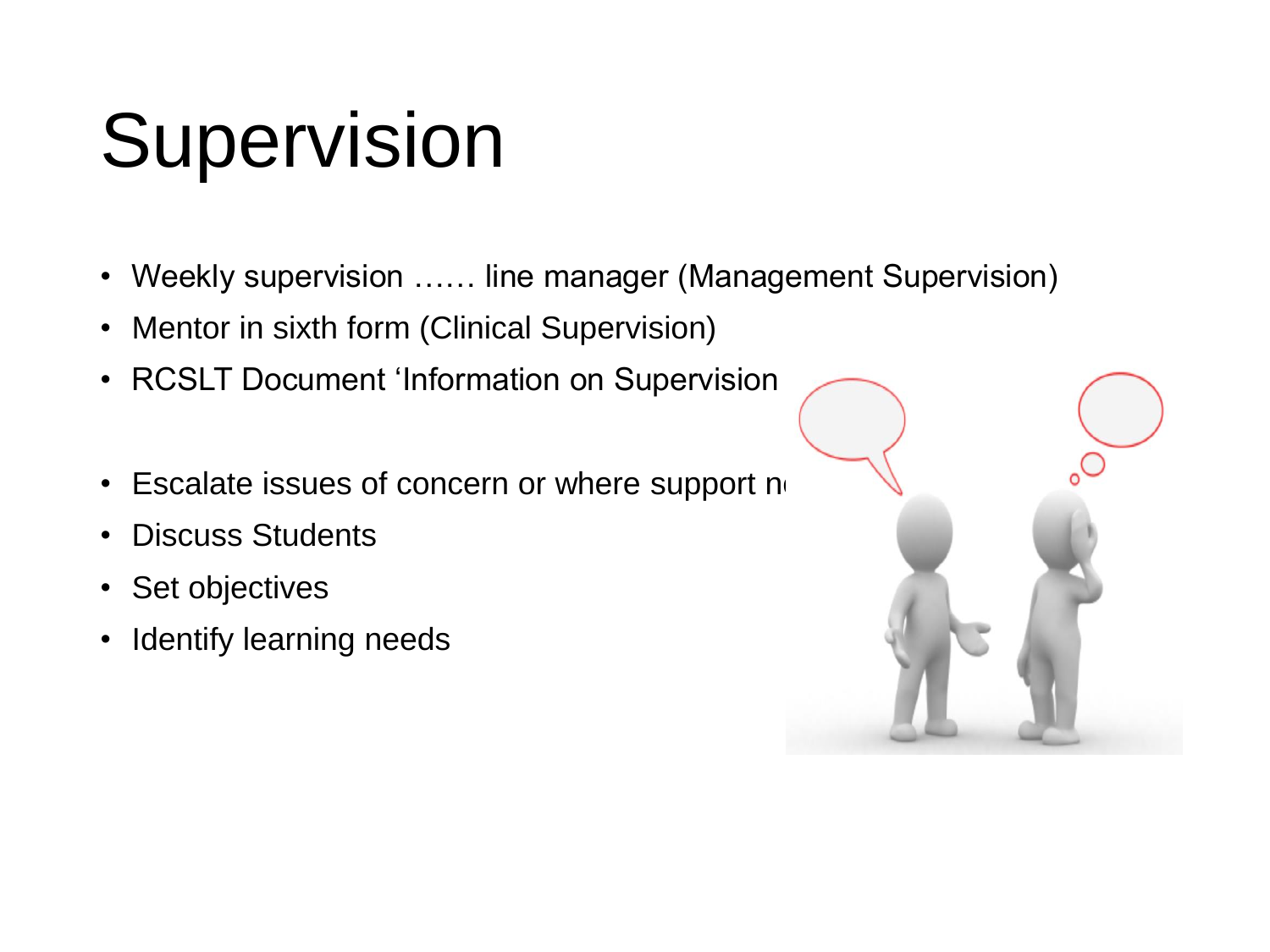# Supervision

- Weekly supervision …… line manager (Management Supervision)
- Mentor in sixth form (Clinical Supervision)
- RCSLT Document 'Information on Supervision

- Escalate issues of concern or where support n
- Discuss Students
- Set objectives
- Identify learning needs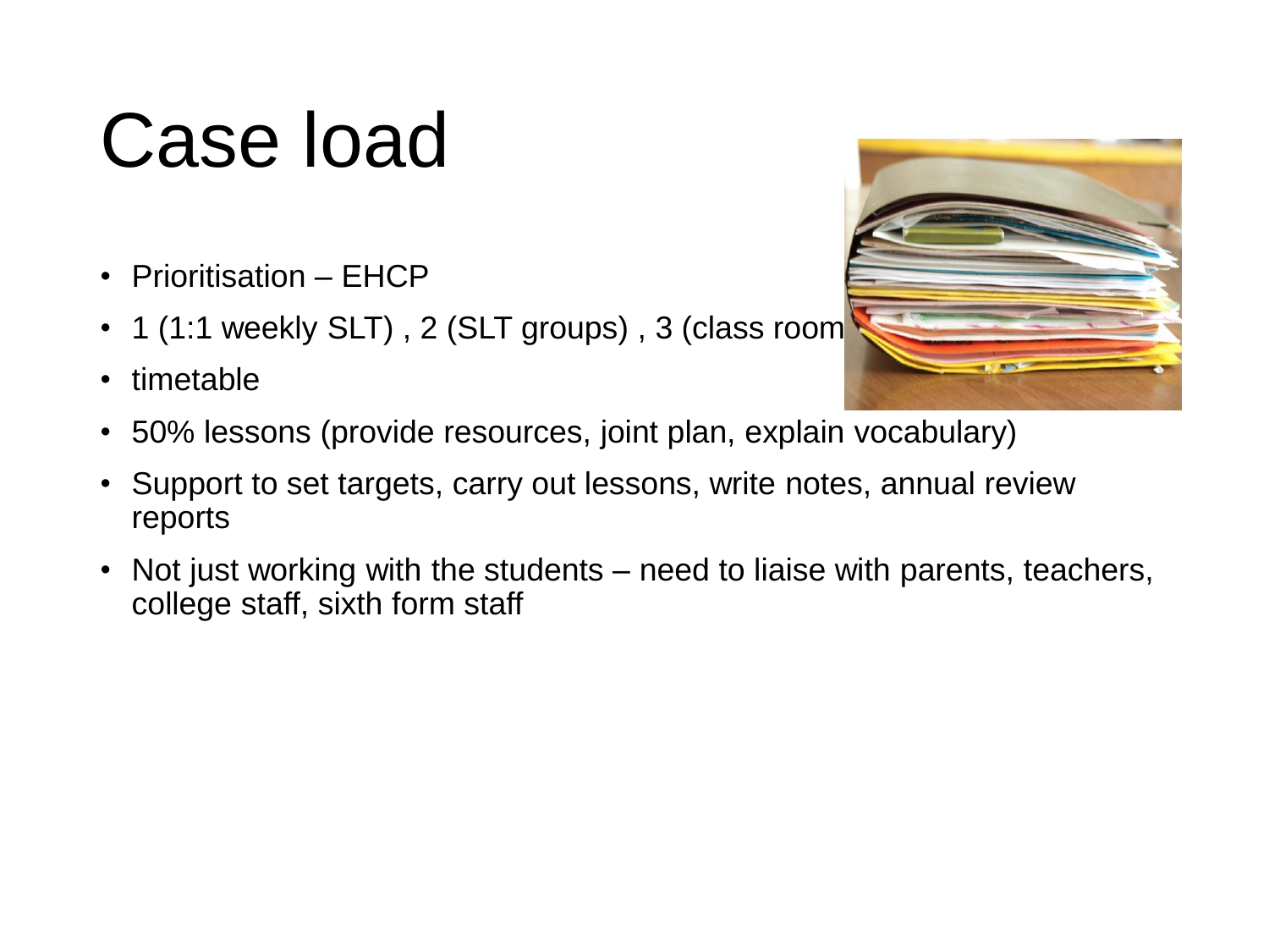# Case load

- Prioritisation – EHCP
- 1 (1:1 weekly SLT) , 2 (SLT groups) , 3 (class room
- timetable
- 50% lessons (provide resources, joint plan, explain vocabulary)
- Support to set targets, carry out lessons, write notes, annual review reports
- Not just working with the students – need to liaise with parents, teachers, college staff, sixth form staff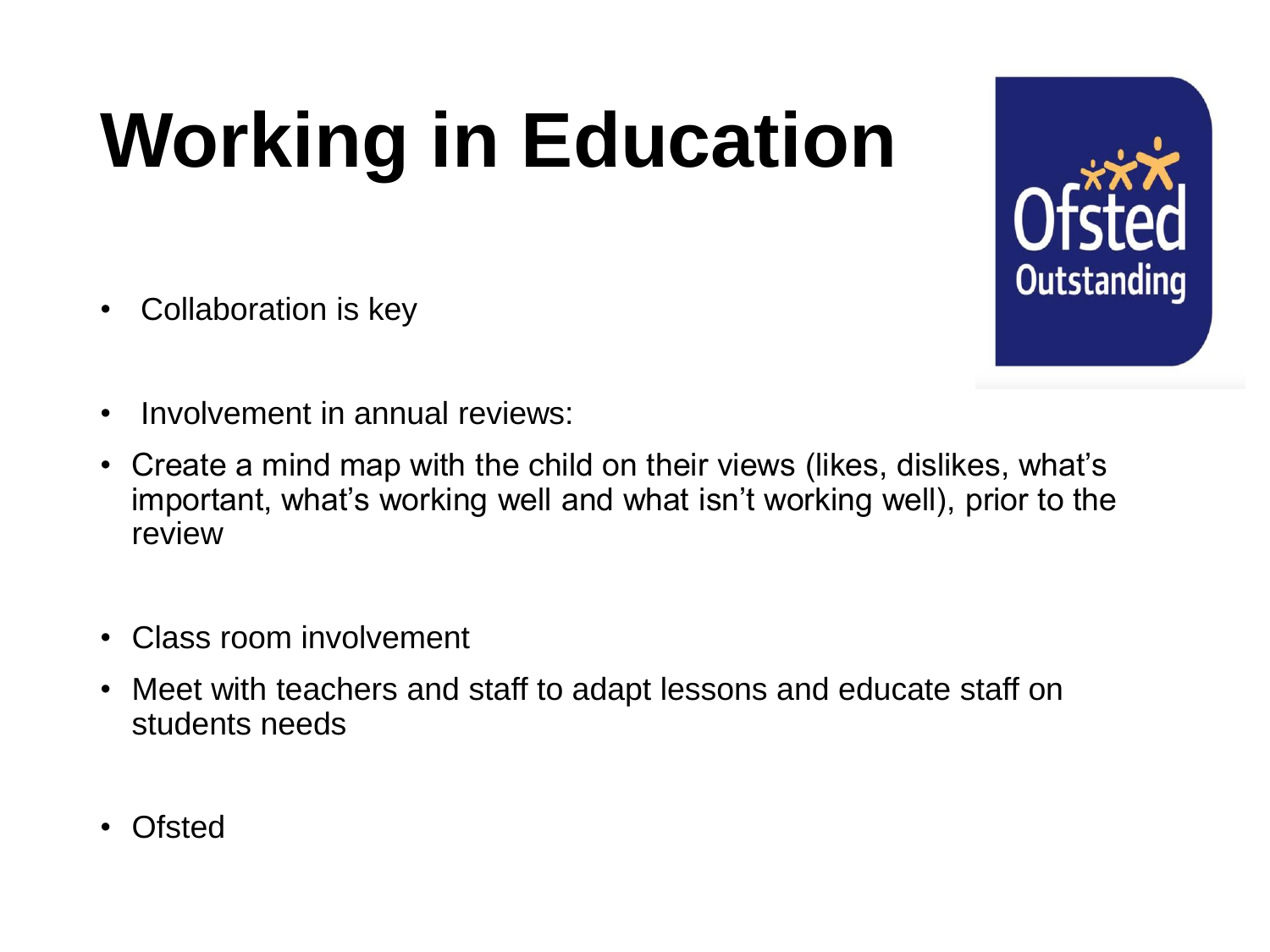# Working in Education

- Collaboration is key

- Involvement in annual reviews:
- Create a mind map with the child on their views (likes, dislikes, what's important, what's working well and what isn't working well), prior to the review

- Class room involvement
- Meet with teachers and staff to adapt lessons and educate staff on students needs

- Ofsted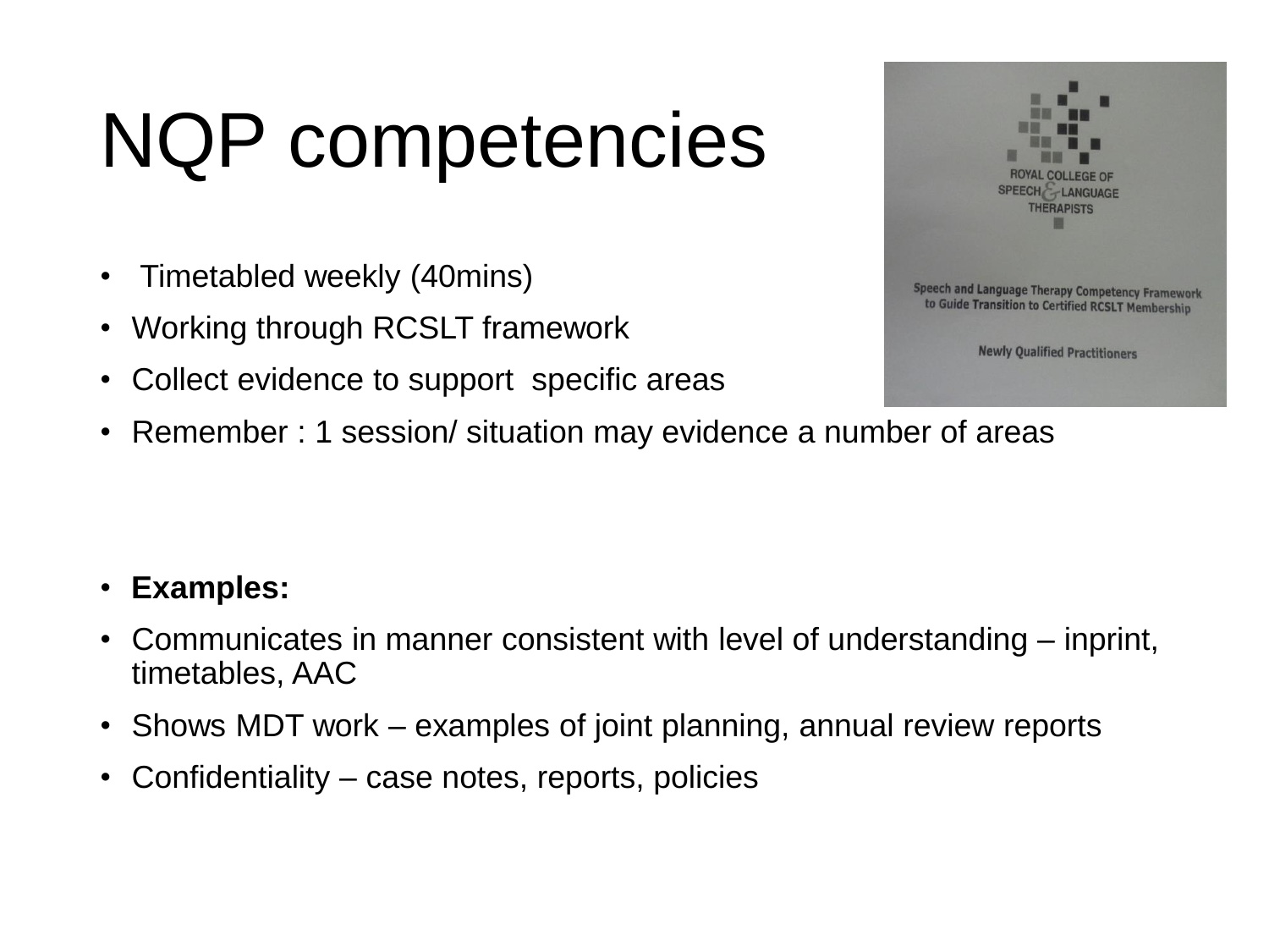# NQP competencies

- Timetabled weekly (40mins)
- Working through RCSLT framework
- Collect evidence to support specific areas
- Remember : 1 session/ situation may evidence a number of areas

ROYAL COLLEGE OF SPEECH & LANGUAGE THERAPISTS

Speech and Language Therapy Competency Framework to Guide Transition to Certified RCSLT Membership

Newly Qualified Practitioners

- **Examples:**
- Communicates in manner consistent with level of understanding – inprint, timetables, AAC
- Shows MDT work – examples of joint planning, annual review reports
- Confidentiality – case notes, reports, policies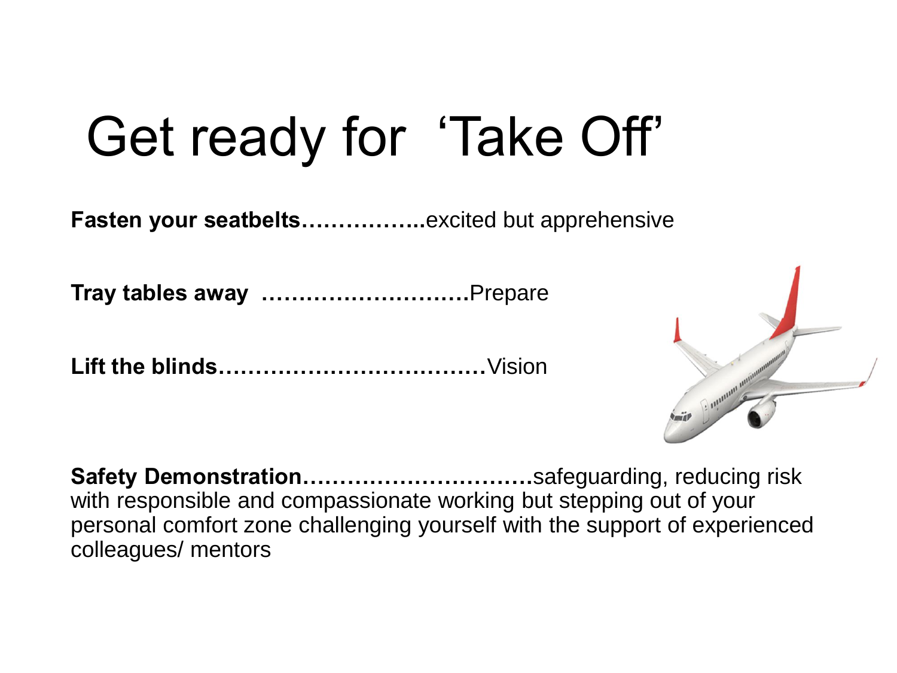# Get ready for 'Take Off'

**Fasten your seatbelts……………..**excited but apprehensive

**Tray tables away ……………………….**Prepare

**Lift the blinds………………………………**Vision

**Safety Demonstration…………………………**safeguarding, reducing risk with responsible and compassionate working but stepping out of your personal comfort zone challenging yourself with the support of experienced colleagues/ mentors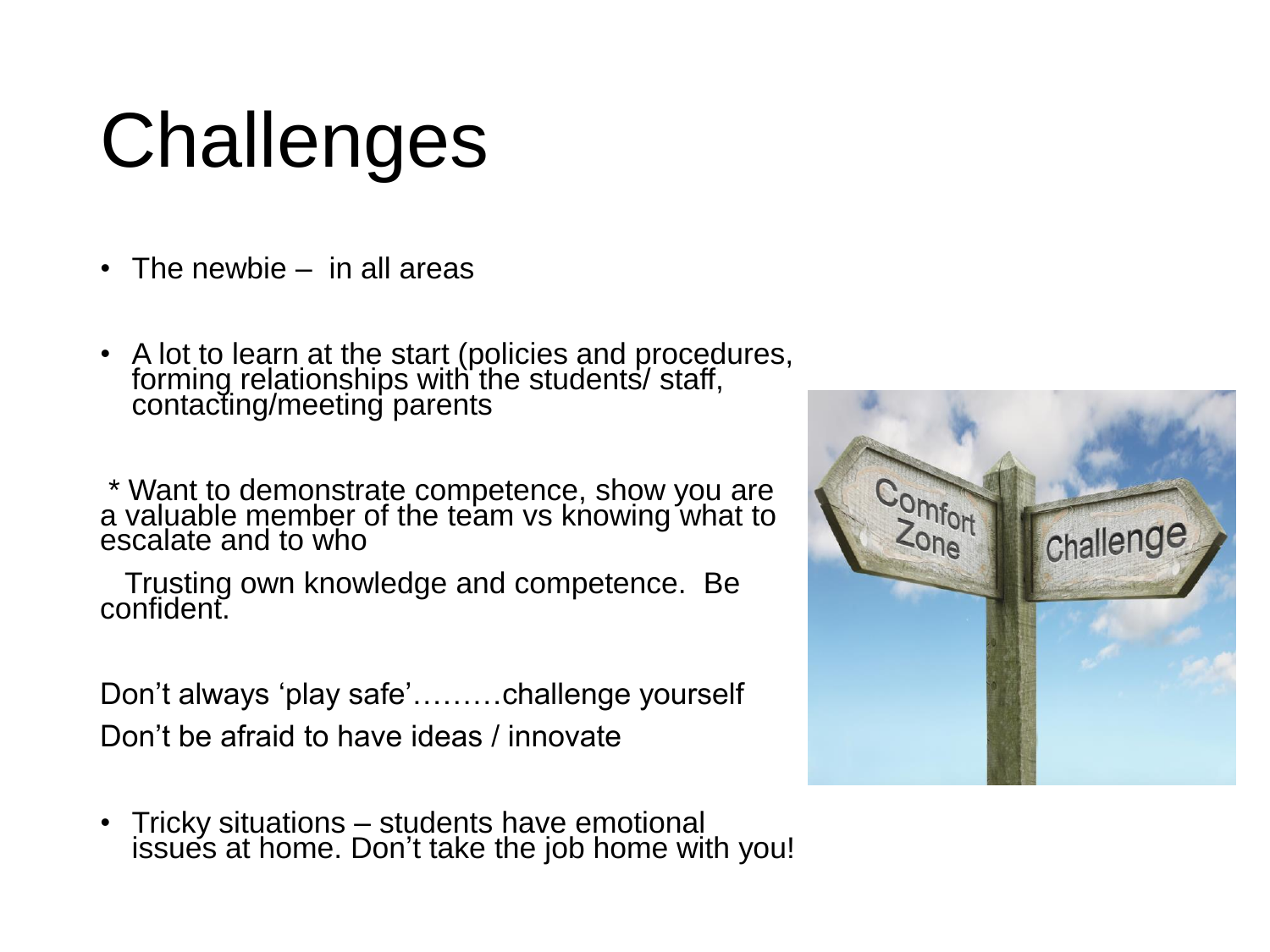# Challenges

- The newbie – in all areas

- A lot to learn at the start (policies and procedures, forming relationships with the students/ staff, contacting/meeting parents

* Want to demonstrate competence, show you are a valuable member of the team vs knowing what to escalate and to who

Trusting own knowledge and competence. Be confident.

Don't always 'play safe'………challenge yourself

Don't be afraid to have ideas / innovate

- Tricky situations – students have emotional issues at home. Don't take the job home with you!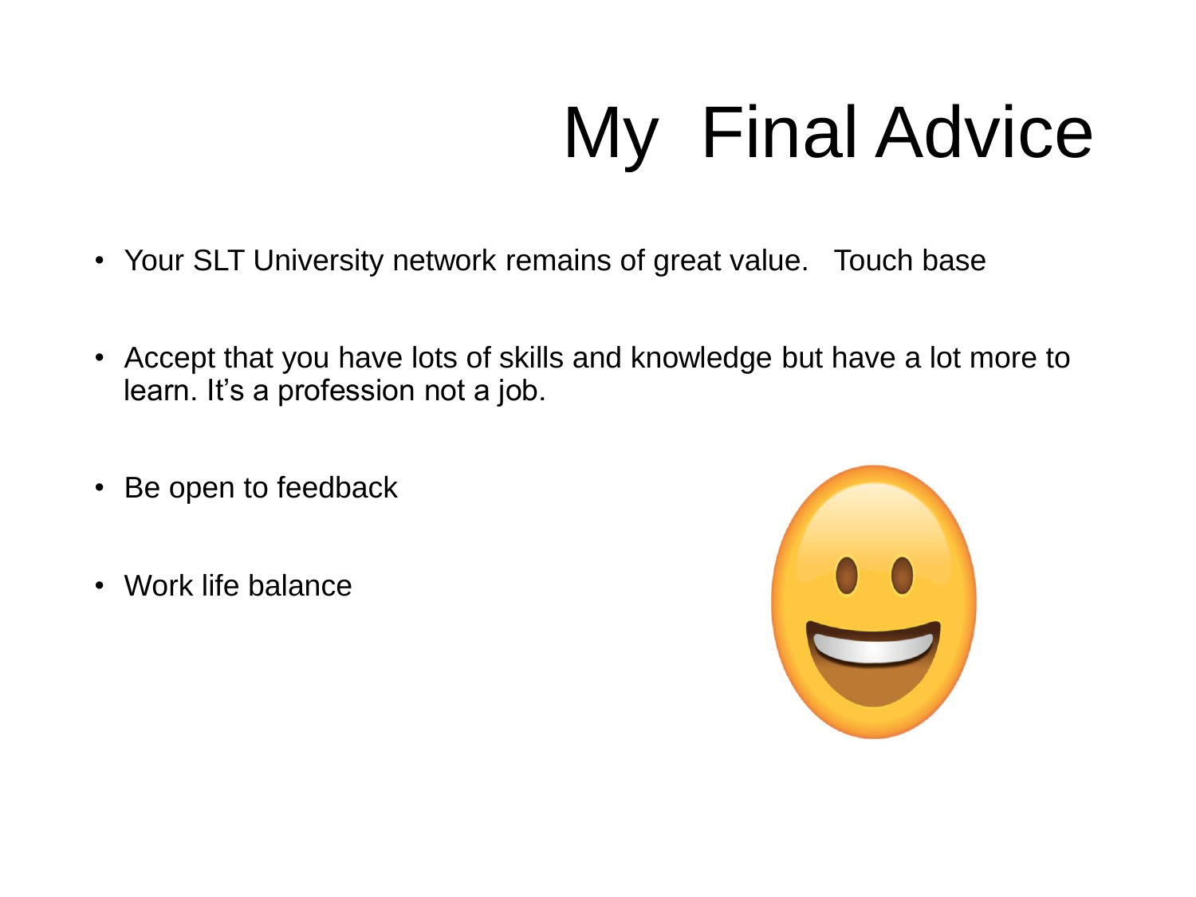# My Final Advice

- Your SLT University network remains of great value. Touch base
- Accept that you have lots of skills and knowledge but have a lot more to learn. It's a profession not a job.
- Be open to feedback
- Work life balance